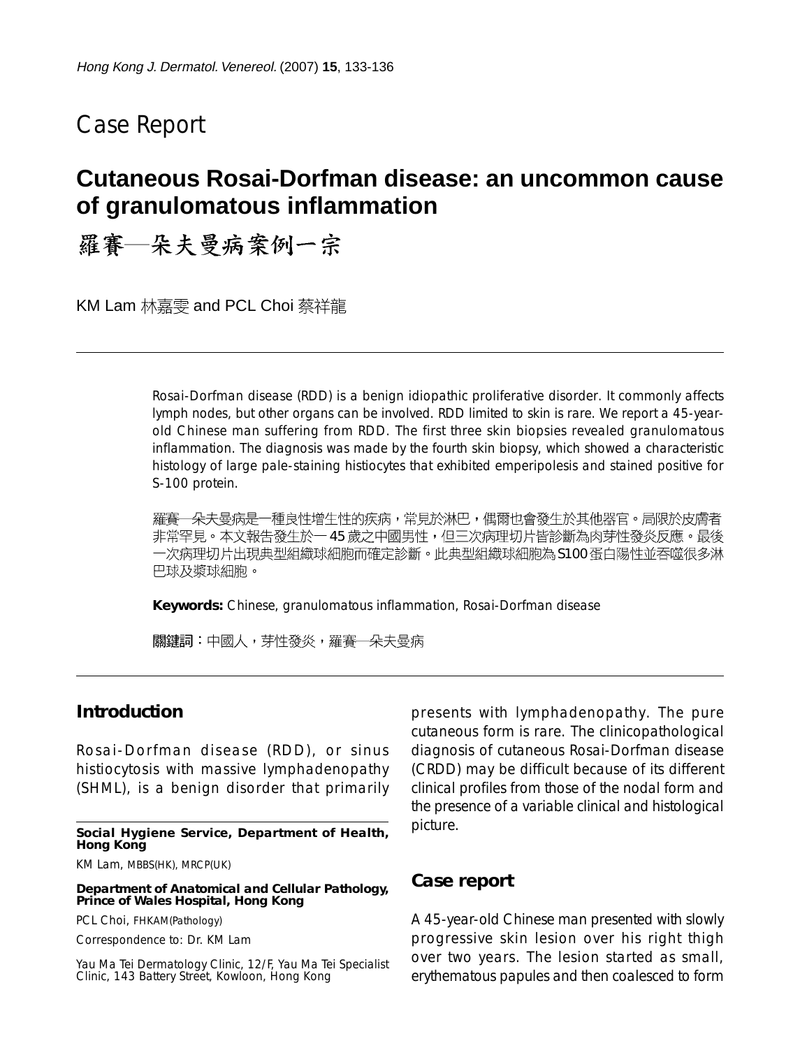# Case Report

## Cutaneous Rosai-Dorfman disease: an uncommon cause of granulomatous inflammation

## 羅賽—朵夫曼病案例一宗

KM Lam 林嘉雯 and PCL Choi 蔡祥龍

Rosai-Dorfman disease (RDD) is a benign idiopathic proliferative disorder. It commonly affects lymph nodes, but other organs can be involved. RDD limited to skin is rare. We report a 45-year-old Chinese man suffering from RDD. The first three skin biopsies revealed granulomatous inflammation. The diagnosis was made by the fourth skin biopsy, which showed a characteristic histology of large pale-staining histiocytes that exhibited emperipolesis and stained positive for S-100 protein.

羅賽—朵夫曼病是一種良性增生性的疾病，常見於淋巴，偶爾也會發生於其他器官。局限於皮膚者非常罕見。本文報告發生於一45歲之中國男性，但三次病理切片皆診斷為肉芽性發炎反應。最後一次病理切片出現典型組織球細胞而確定診斷。此典型組織球細胞為S100蛋白陽性並吞噬很多淋巴球及漿球細胞。

**Keywords:** Chinese, granulomatous inflammation, Rosai-Dorfman disease

**關鍵詞**：中國人，芽性發炎，羅賽—朵夫曼病

## Introduction

Rosai-Dorfman disease (RDD), or sinus histiocytosis with massive lymphadenopathy (SHML), is a benign disorder that primarily presents with lymphadenopathy. The pure cutaneous form is rare. The clinicopathological diagnosis of cutaneous Rosai-Dorfman disease (CRDD) may be difficult because of its different clinical profiles from those of the nodal form and the presence of a variable clinical and histological picture.

## Case report

A 45-year-old Chinese man presented with slowly progressive skin lesion over his right thigh over two years. The lesion started as small, erythematous papules and then coalesced to form

**Social Hygiene Service, Department of Health, Hong Kong**

KM Lam, MBBS(HK), MRCP(UK)

**Department of Anatomical and Cellular Pathology, Prince of Wales Hospital, Hong Kong**

PCL Choi, FHKAM(Pathology)

Correspondence to: Dr. KM Lam

Yau Ma Tei Dermatology Clinic, 12/F, Yau Ma Tei Specialist Clinic, 143 Battery Street, Kowloon, Hong Kong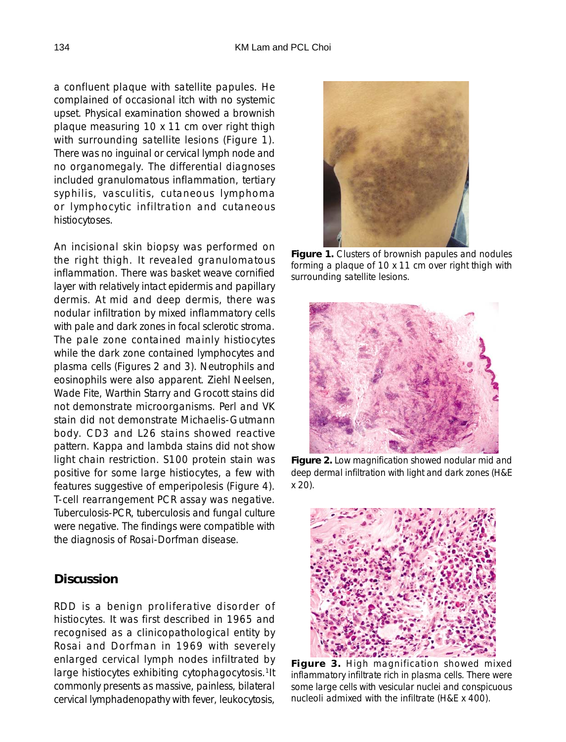a confluent plaque with satellite papules. He complained of occasional itch with no systemic upset. Physical examination showed a brownish plaque measuring 10 x 11 cm over right thigh with surrounding satellite lesions (Figure 1). There was no inguinal or cervical lymph node and no organomegaly. The differential diagnoses included granulomatous inflammation, tertiary syphilis, vasculitis, cutaneous lymphoma or lymphocytic infiltration and cutaneous histiocytoses.

An incisional skin biopsy was performed on the right thigh. It revealed granulomatous inflammation. There was basket weave cornified layer with relatively intact epidermis and papillary dermis. At mid and deep dermis, there was nodular infiltration by mixed inflammatory cells with pale and dark zones in focal sclerotic stroma. The pale zone contained mainly histiocytes while the dark zone contained lymphocytes and plasma cells (Figures 2 and 3). Neutrophils and eosinophils were also apparent. Ziehl Neelsen, Wade Fite, Warthin Starry and Grocott stains did not demonstrate microorganisms. Perl and VK stain did not demonstrate Michaelis-Gutmann body. CD3 and L26 stains showed reactive pattern. Kappa and lambda stains did not show light chain restriction. S100 protein stain was positive for some large histiocytes, a few with features suggestive of emperipolesis (Figure 4). T-cell rearrangement PCR assay was negative. Tuberculosis-PCR, tuberculosis and fungal culture were negative. The findings were compatible with the diagnosis of Rosai-Dorfman disease.

**Figure 1.** Clusters of brownish papules and nodules forming a plaque of 10 x 11 cm over right thigh with surrounding satellite lesions.

**Figure 2.** Low magnification showed nodular mid and deep dermal infiltration with light and dark zones (H&E x 20).

**Figure 3.** High magnification showed mixed inflammatory infiltrate rich in plasma cells. There were some large cells with vesicular nuclei and conspicuous nucleoli admixed with the infiltrate (H&E x 400).

## Discussion

RDD is a benign proliferative disorder of histiocytes. It was first described in 1965 and recognised as a clinicopathological entity by Rosai and Dorfman in 1969 with severely enlarged cervical lymph nodes infiltrated by large histiocytes exhibiting cytophagocytosis.[1] It commonly presents as massive, painless, bilateral cervical lymphadenopathy with fever, leukocytosis,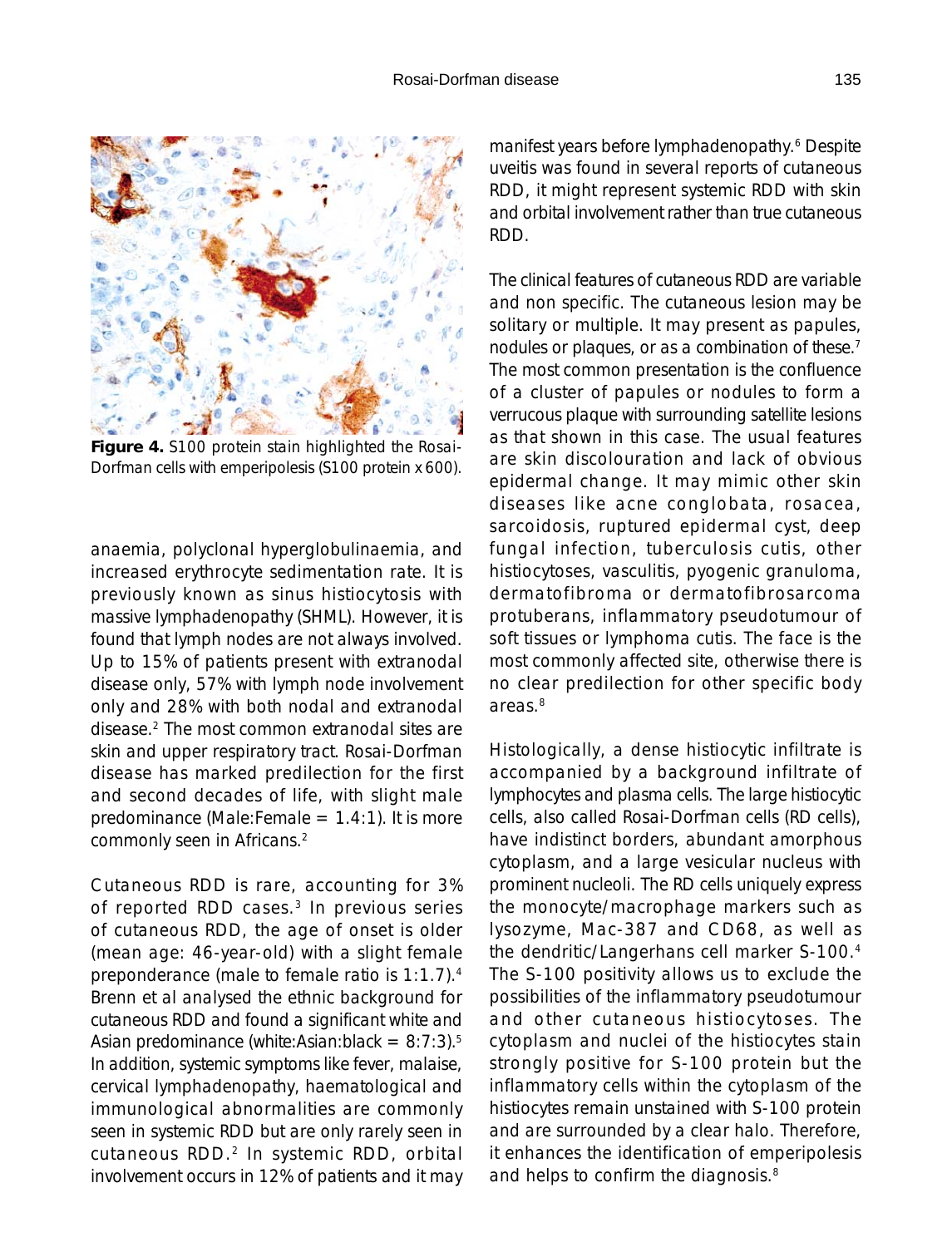**Figure 4.** S100 protein stain highlighted the Rosai-Dorfman cells with emperipolesis (S100 protein x 600).

anaemia, polyclonal hyperglobulinaemia, and increased erythrocyte sedimentation rate. It is previously known as sinus histiocytosis with massive lymphadenopathy (SHML). However, it is found that lymph nodes are not always involved. Up to 15% of patients present with extranodal disease only, 57% with lymph node involvement only and 28% with both nodal and extranodal disease.[2] The most common extranodal sites are skin and upper respiratory tract. Rosai-Dorfman disease has marked predilection for the first and second decades of life, with slight male predominance (Male:Female = 1.4:1). It is more commonly seen in Africans.[2]

Cutaneous RDD is rare, accounting for 3% of reported RDD cases.[3] In previous series of cutaneous RDD, the age of onset is older (mean age: 46-year-old) with a slight female preponderance (male to female ratio is 1:1.7).[4] Brenn et al analysed the ethnic background for cutaneous RDD and found a significant white and Asian predominance (white:Asian:black = 8:7:3).[5] In addition, systemic symptoms like fever, malaise, cervical lymphadenopathy, haematological and immunological abnormalities are commonly seen in systemic RDD but are only rarely seen in cutaneous RDD.[2] In systemic RDD, orbital involvement occurs in 12% of patients and it may manifest years before lymphadenopathy.[6] Despite uveitis was found in several reports of cutaneous RDD, it might represent systemic RDD with skin and orbital involvement rather than true cutaneous RDD.

The clinical features of cutaneous RDD are variable and non specific. The cutaneous lesion may be solitary or multiple. It may present as papules, nodules or plaques, or as a combination of these.[7] The most common presentation is the confluence of a cluster of papules or nodules to form a verrucous plaque with surrounding satellite lesions as that shown in this case. The usual features are skin discolouration and lack of obvious epidermal change. It may mimic other skin diseases like acne conglobata, rosacea, sarcoidosis, ruptured epidermal cyst, deep fungal infection, tuberculosis cutis, other histiocytoses, vasculitis, pyogenic granuloma, dermatofibroma or dermatofibrosarcoma protuberans, inflammatory pseudotumour of soft tissues or lymphoma cutis. The face is the most commonly affected site, otherwise there is no clear predilection for other specific body areas.[8]

Histologically, a dense histiocytic infiltrate is accompanied by a background infiltrate of lymphocytes and plasma cells. The large histiocytic cells, also called Rosai-Dorfman cells (RD cells), have indistinct borders, abundant amorphous cytoplasm, and a large vesicular nucleus with prominent nucleoli. The RD cells uniquely express the monocyte/macrophage markers such as lysozyme, Mac-387 and CD68, as well as the dendritic/Langerhans cell marker S-100.[4] The S-100 positivity allows us to exclude the possibilities of the inflammatory pseudotumour and other cutaneous histiocytoses. The cytoplasm and nuclei of the histiocytes stain strongly positive for S-100 protein but the inflammatory cells within the cytoplasm of the histiocytes remain unstained with S-100 protein and are surrounded by a clear halo. Therefore, it enhances the identification of emperipolesis and helps to confirm the diagnosis.[8]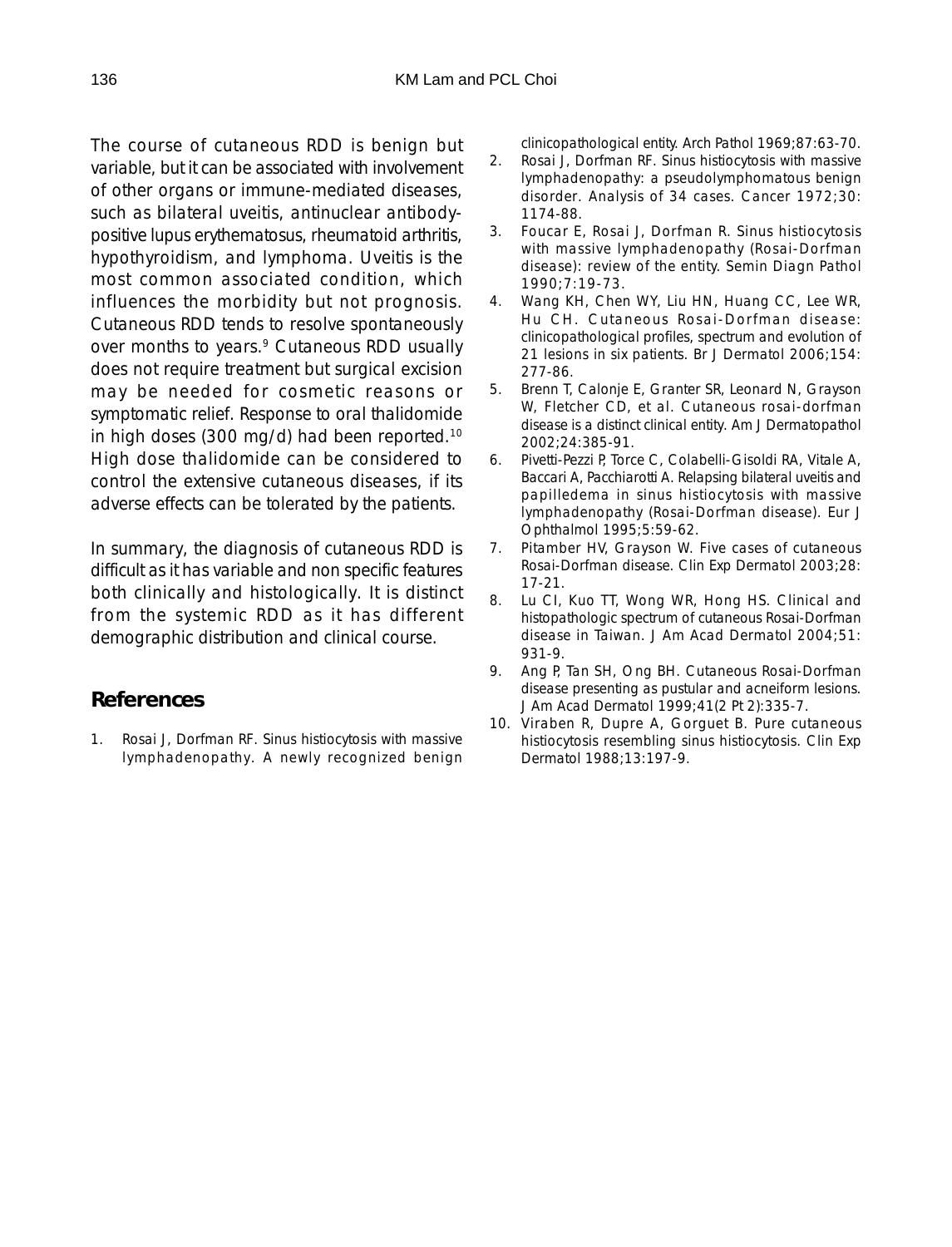The course of cutaneous RDD is benign but variable, but it can be associated with involvement of other organs or immune-mediated diseases, such as bilateral uveitis, antinuclear antibody-positive lupus erythematosus, rheumatoid arthritis, hypothyroidism, and lymphoma. Uveitis is the most common associated condition, which influences the morbidity but not prognosis. Cutaneous RDD tends to resolve spontaneously over months to years.[9] Cutaneous RDD usually does not require treatment but surgical excision may be needed for cosmetic reasons or symptomatic relief. Response to oral thalidomide in high doses (300 mg/d) had been reported.[10] High dose thalidomide can be considered to control the extensive cutaneous diseases, if its adverse effects can be tolerated by the patients.

In summary, the diagnosis of cutaneous RDD is difficult as it has variable and non specific features both clinically and histologically. It is distinct from the systemic RDD as it has different demographic distribution and clinical course.

## References

1. Rosai J, Dorfman RF. Sinus histiocytosis with massive lymphadenopathy. A newly recognized benign clinicopathological entity. Arch Pathol 1969;87:63-70.
2. Rosai J, Dorfman RF. Sinus histiocytosis with massive lymphadenopathy: a pseudolymphomatous benign disorder. Analysis of 34 cases. Cancer 1972;30: 1174-88.
3. Foucar E, Rosai J, Dorfman R. Sinus histiocytosis with massive lymphadenopathy (Rosai-Dorfman disease): review of the entity. Semin Diagn Pathol 1990;7:19-73.
4. Wang KH, Chen WY, Liu HN, Huang CC, Lee WR, Hu CH. Cutaneous Rosai-Dorfman disease: clinicopathological profiles, spectrum and evolution of 21 lesions in six patients. Br J Dermatol 2006;154: 277-86.
5. Brenn T, Calonje E, Granter SR, Leonard N, Grayson W, Fletcher CD, et al. Cutaneous rosai-dorfman disease is a distinct clinical entity. Am J Dermatopathol 2002;24:385-91.
6. Pivetti-Pezzi P, Torce C, Colabelli-Gisoldi RA, Vitale A, Baccari A, Pacchiarotti A. Relapsing bilateral uveitis and papilledema in sinus histiocytosis with massive lymphadenopathy (Rosai-Dorfman disease). Eur J Ophthalmol 1995;5:59-62.
7. Pitamber HV, Grayson W. Five cases of cutaneous Rosai-Dorfman disease. Clin Exp Dermatol 2003;28: 17-21.
8. Lu CI, Kuo TT, Wong WR, Hong HS. Clinical and histopathologic spectrum of cutaneous Rosai-Dorfman disease in Taiwan. J Am Acad Dermatol 2004;51: 931-9.
9. Ang P, Tan SH, Ong BH. Cutaneous Rosai-Dorfman disease presenting as pustular and acneiform lesions. J Am Acad Dermatol 1999;41(2 Pt 2):335-7.
10. Viraben R, Dupre A, Gorguet B. Pure cutaneous histiocytosis resembling sinus histiocytosis. Clin Exp Dermatol 1988;13:197-9.